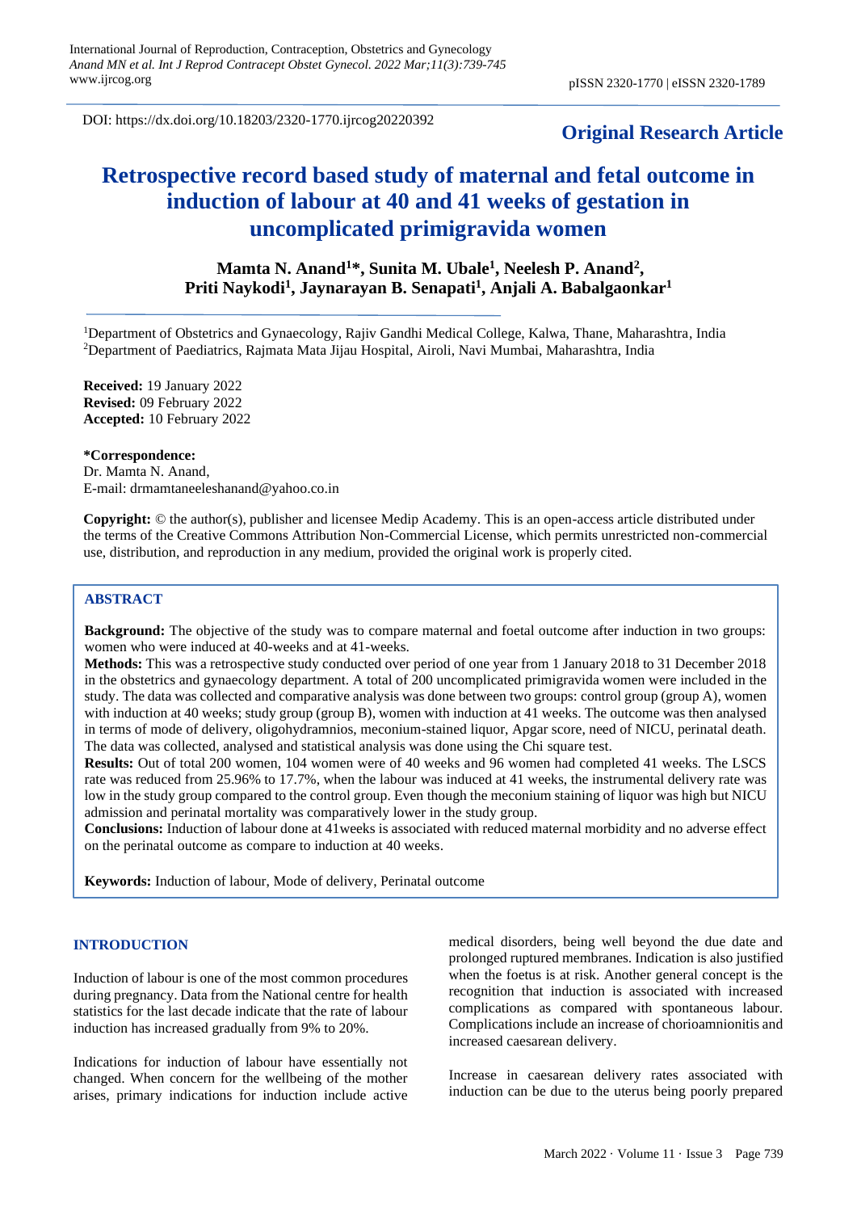DOI: https://dx.doi.org/10.18203/2320-1770.ijrcog20220392

**Original Research Article**

# Retrospective record based study of maternal and fetal outcome in induction of labour at 40 and 41 weeks of gestation in uncomplicated primigravida women

**Mamta N. Anand[1]*, Sunita M. Ubale[1], Neelesh P. Anand[2], Priti Naykodi[1], Jaynarayan B. Senapati[1], Anjali A. Babalgaonkar[1]**

[1]Department of Obstetrics and Gynaecology, Rajiv Gandhi Medical College, Kalwa, Thane, Maharashtra, India
[2]Department of Paediatrics, Rajmata Mata Jijau Hospital, Airoli, Navi Mumbai, Maharashtra, India

**Received:** 19 January 2022
**Revised:** 09 February 2022
**Accepted:** 10 February 2022

**\*Correspondence:**
Dr. Mamta N. Anand,
E-mail: drmamtaneeleshanand@yahoo.co.in

**Copyright:** © the author(s), publisher and licensee Medip Academy. This is an open-access article distributed under the terms of the Creative Commons Attribution Non-Commercial License, which permits unrestricted non-commercial use, distribution, and reproduction in any medium, provided the original work is properly cited.

## ABSTRACT

**Background:** The objective of the study was to compare maternal and foetal outcome after induction in two groups: women who were induced at 40-weeks and at 41-weeks.

**Methods:** This was a retrospective study conducted over period of one year from 1 January 2018 to 31 December 2018 in the obstetrics and gynaecology department. A total of 200 uncomplicated primigravida women were included in the study. The data was collected and comparative analysis was done between two groups: control group (group A), women with induction at 40 weeks; study group (group B), women with induction at 41 weeks. The outcome was then analysed in terms of mode of delivery, oligohydramnios, meconium-stained liquor, Apgar score, need of NICU, perinatal death. The data was collected, analysed and statistical analysis was done using the Chi square test.

**Results:** Out of total 200 women, 104 women were of 40 weeks and 96 women had completed 41 weeks. The LSCS rate was reduced from 25.96% to 17.7%, when the labour was induced at 41 weeks, the instrumental delivery rate was low in the study group compared to the control group. Even though the meconium staining of liquor was high but NICU admission and perinatal mortality was comparatively lower in the study group.

**Conclusions:** Induction of labour done at 41weeks is associated with reduced maternal morbidity and no adverse effect on the perinatal outcome as compare to induction at 40 weeks.

**Keywords:** Induction of labour, Mode of delivery, Perinatal outcome

## INTRODUCTION

Induction of labour is one of the most common procedures during pregnancy. Data from the National centre for health statistics for the last decade indicate that the rate of labour induction has increased gradually from 9% to 20%.

Indications for induction of labour have essentially not changed. When concern for the wellbeing of the mother arises, primary indications for induction include active medical disorders, being well beyond the due date and prolonged ruptured membranes. Induction is also justified when the foetus is at risk. Another general concept is the recognition that induction is associated with increased complications as compared with spontaneous labour. Complications include an increase of chorioamnionitis and increased caesarean delivery.

Increase in caesarean delivery rates associated with induction can be due to the uterus being poorly prepared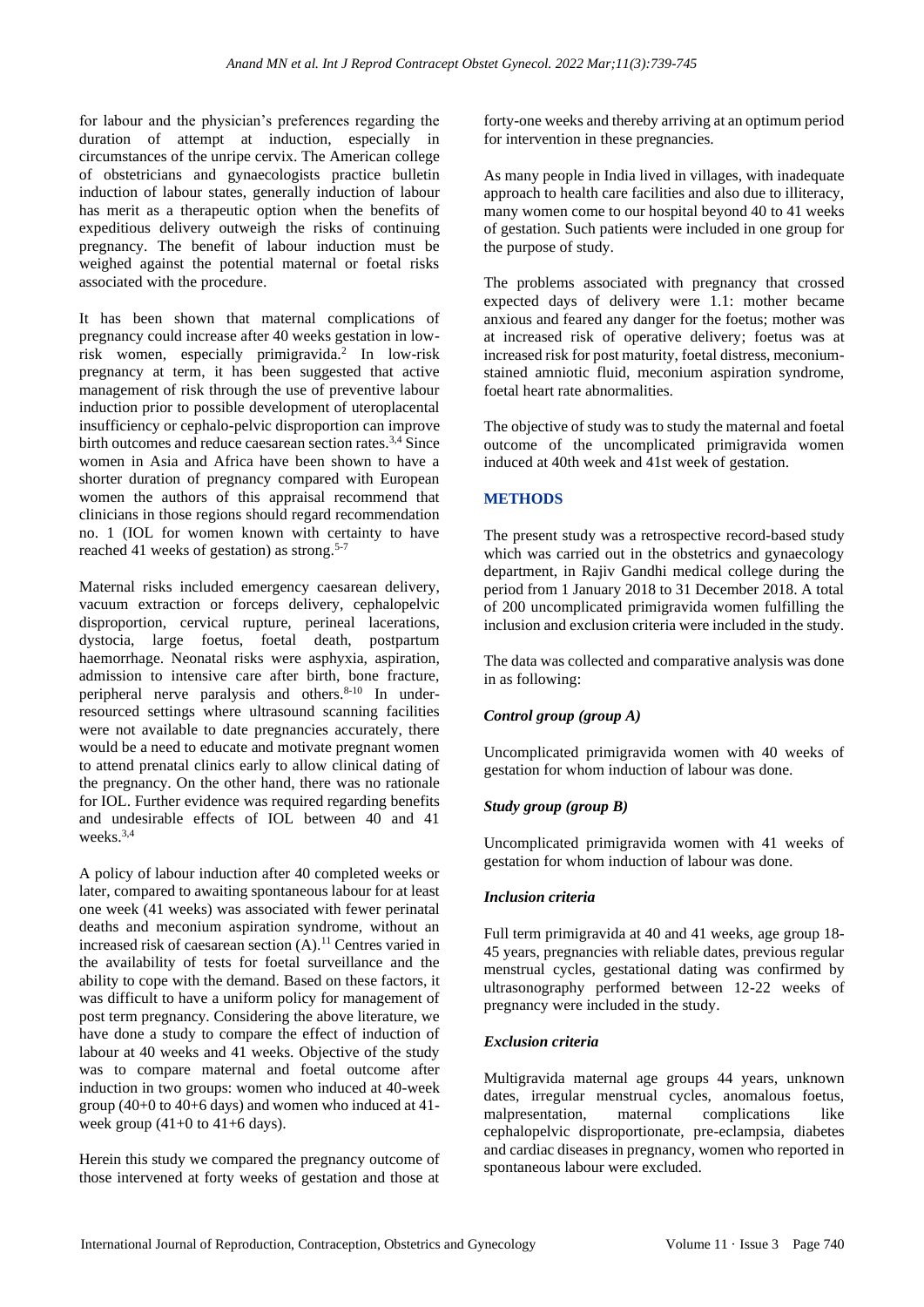for labour and the physician's preferences regarding the duration of attempt at induction, especially in circumstances of the unripe cervix. The American college of obstetricians and gynaecologists practice bulletin induction of labour states, generally induction of labour has merit as a therapeutic option when the benefits of expeditious delivery outweigh the risks of continuing pregnancy. The benefit of labour induction must be weighed against the potential maternal or foetal risks associated with the procedure.

It has been shown that maternal complications of pregnancy could increase after 40 weeks gestation in low-risk women, especially primigravida.[2] In low-risk pregnancy at term, it has been suggested that active management of risk through the use of preventive labour induction prior to possible development of uteroplacental insufficiency or cephalo-pelvic disproportion can improve birth outcomes and reduce caesarean section rates.[3,4] Since women in Asia and Africa have been shown to have a shorter duration of pregnancy compared with European women the authors of this appraisal recommend that clinicians in those regions should regard recommendation no. 1 (IOL for women known with certainty to have reached 41 weeks of gestation) as strong.[5-7]

Maternal risks included emergency caesarean delivery, vacuum extraction or forceps delivery, cephalopelvic disproportion, cervical rupture, perineal lacerations, dystocia, large foetus, foetal death, postpartum haemorrhage. Neonatal risks were asphyxia, aspiration, admission to intensive care after birth, bone fracture, peripheral nerve paralysis and others.[8-10] In under-resourced settings where ultrasound scanning facilities were not available to date pregnancies accurately, there would be a need to educate and motivate pregnant women to attend prenatal clinics early to allow clinical dating of the pregnancy. On the other hand, there was no rationale for IOL. Further evidence was required regarding benefits and undesirable effects of IOL between 40 and 41 weeks.[3,4]

A policy of labour induction after 40 completed weeks or later, compared to awaiting spontaneous labour for at least one week (41 weeks) was associated with fewer perinatal deaths and meconium aspiration syndrome, without an increased risk of caesarean section (A).[11] Centres varied in the availability of tests for foetal surveillance and the ability to cope with the demand. Based on these factors, it was difficult to have a uniform policy for management of post term pregnancy. Considering the above literature, we have done a study to compare the effect of induction of labour at 40 weeks and 41 weeks. Objective of the study was to compare maternal and foetal outcome after induction in two groups: women who induced at 40-week group (40+0 to 40+6 days) and women who induced at 41-week group (41+0 to 41+6 days).

Herein this study we compared the pregnancy outcome of those intervened at forty weeks of gestation and those at forty-one weeks and thereby arriving at an optimum period for intervention in these pregnancies.

As many people in India lived in villages, with inadequate approach to health care facilities and also due to illiteracy, many women come to our hospital beyond 40 to 41 weeks of gestation. Such patients were included in one group for the purpose of study.

The problems associated with pregnancy that crossed expected days of delivery were 1.1: mother became anxious and feared any danger for the foetus; mother was at increased risk of operative delivery; foetus was at increased risk for post maturity, foetal distress, meconium-stained amniotic fluid, meconium aspiration syndrome, foetal heart rate abnormalities.

The objective of study was to study the maternal and foetal outcome of the uncomplicated primigravida women induced at 40th week and 41st week of gestation.

## METHODS

The present study was a retrospective record-based study which was carried out in the obstetrics and gynaecology department, in Rajiv Gandhi medical college during the period from 1 January 2018 to 31 December 2018. A total of 200 uncomplicated primigravida women fulfilling the inclusion and exclusion criteria were included in the study.

The data was collected and comparative analysis was done in as following:

### *Control group (group A)*

Uncomplicated primigravida women with 40 weeks of gestation for whom induction of labour was done.

### *Study group (group B)*

Uncomplicated primigravida women with 41 weeks of gestation for whom induction of labour was done.

### *Inclusion criteria*

Full term primigravida at 40 and 41 weeks, age group 18-45 years, pregnancies with reliable dates, previous regular menstrual cycles, gestational dating was confirmed by ultrasonography performed between 12-22 weeks of pregnancy were included in the study.

### *Exclusion criteria*

Multigravida maternal age groups 44 years, unknown dates, irregular menstrual cycles, anomalous foetus, malpresentation, maternal complications like cephalopelvic disproportionate, pre-eclampsia, diabetes and cardiac diseases in pregnancy, women who reported in spontaneous labour were excluded.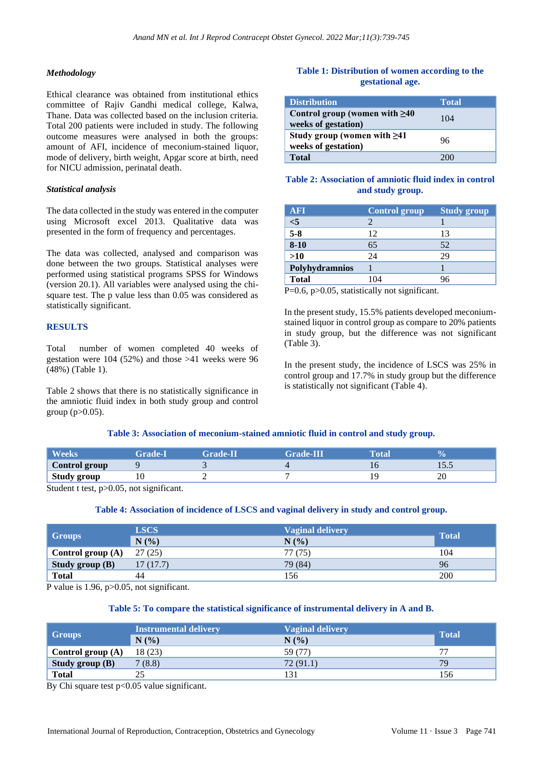### *Methodology*

Ethical clearance was obtained from institutional ethics committee of Rajiv Gandhi medical college, Kalwa, Thane. Data was collected based on the inclusion criteria. Total 200 patients were included in study. The following outcome measures were analysed in both the groups: amount of AFI, incidence of meconium-stained liquor, mode of delivery, birth weight, Apgar score at birth, need for NICU admission, perinatal death.

### *Statistical analysis*

The data collected in the study was entered in the computer using Microsoft excel 2013. Qualitative data was presented in the form of frequency and percentages.

The data was collected, analysed and comparison was done between the two groups. Statistical analyses were performed using statistical programs SPSS for Windows (version 20.1). All variables were analysed using the chi-square test. The p value less than 0.05 was considered as statistically significant.

## RESULTS

Total number of women completed 40 weeks of gestation were 104 (52%) and those >41 weeks were 96 (48%) (Table 1).

Table 2 shows that there is no statistically significance in the amniotic fluid index in both study group and control group (p>0.05).

**Table 1: Distribution of women according to the gestational age.**

| Distribution | Total |
|---|---|
| **Control group (women with ≥40 weeks of gestation)** | 104 |
| **Study group (women with ≥41 weeks of gestation)** | 96 |
| **Total** | 200 |

**Table 2: Association of amniotic fluid index in control and study group.**

| AFI | Control group | Study group |
|---|---|---|
| **<5** | 2 | 1 |
| **5-8** | 12 | 13 |
| **8-10** | 65 | 52 |
| **>10** | 24 | 29 |
| **Polyhydramnios** | 1 | 1 |
| **Total** | 104 | 96 |

P=0.6, p>0.05, statistically not significant.

In the present study, 15.5% patients developed meconium-stained liquor in control group as compare to 20% patients in study group, but the difference was not significant (Table 3).

In the present study, the incidence of LSCS was 25% in control group and 17.7% in study group but the difference is statistically not significant (Table 4).

**Table 3: Association of meconium-stained amniotic fluid in control and study group.**

| Weeks | Grade-I | Grade-II | Grade-III | Total | % |
|---|---|---|---|---|---|
| **Control group** | 9 | 3 | 4 | 16 | 15.5 |
| **Study group** | 10 | 2 | 7 | 19 | 20 |

Student t test, p>0.05, not significant.

**Table 4: Association of incidence of LSCS and vaginal delivery in study and control group.**

| Groups | LSCS | Vaginal delivery | Total |
|---|---|---|---|
| | N (%) | N (%) | |
| **Control group (A)** | 27 (25) | 77 (75) | 104 |
| **Study group (B)** | 17 (17.7) | 79 (84) | 96 |
| **Total** | 44 | 156 | 200 |

P value is 1.96, p>0.05, not significant.

**Table 5: To compare the statistical significance of instrumental delivery in A and B.**

| Groups | Instrumental delivery | Vaginal delivery | Total |
|---|---|---|---|
| | N (%) | N (%) | |
| **Control group (A)** | 18 (23) | 59 (77) | 77 |
| **Study group (B)** | 7 (8.8) | 72 (91.1) | 79 |
| **Total** | 25 | 131 | 156 |

By Chi square test p<0.05 value significant.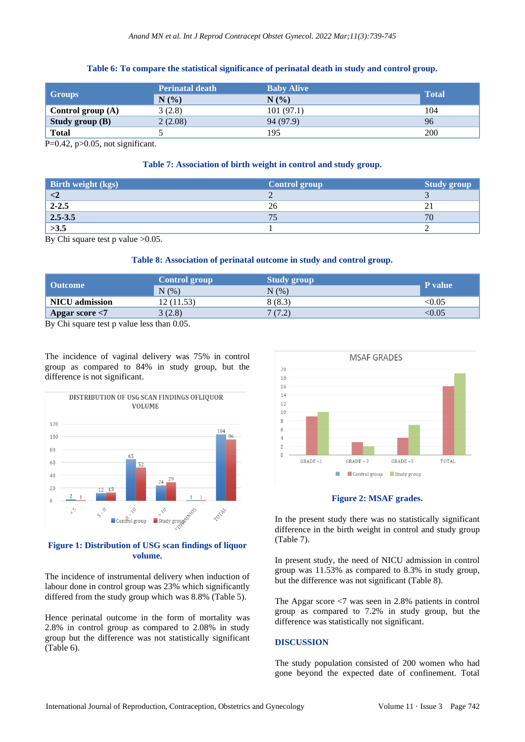**Table 6: To compare the statistical significance of perinatal death in study and control group.**

| Groups | Perinatal death | Baby Alive | Total |
|---|---|---|---|
| | N (%) | N (%) | |
| **Control group (A)** | 3 (2.8) | 101 (97.1) | 104 |
| **Study group (B)** | 2 (2.08) | 94 (97.9) | 96 |
| **Total** | 5 | 195 | 200 |

P=0.42, p>0.05, not significant.

**Table 7: Association of birth weight in control and study group.**

| Birth weight (kgs) | Control group | Study group |
|---|---|---|
| **<2** | 2 | 3 |
| **2-2.5** | 26 | 21 |
| **2.5-3.5** | 75 | 70 |
| **>3.5** | 1 | 2 |

By Chi square test p value >0.05.

**Table 8: Association of perinatal outcome in study and control group.**

| Outcome | Control group | Study group | P value |
|---|---|---|---|
| | N (%) | N (%) | |
| **NICU admission** | 12 (11.53) | 8 (8.3) | <0.05 |
| **Apgar score <7** | 3 (2.8) | 7 (7.2) | <0.05 |

By Chi square test p value less than 0.05.

The incidence of vaginal delivery was 75% in control group as compared to 84% in study group, but the difference is not significant.

**Figure 1: Distribution of USG scan findings of liquor volume.**

The incidence of instrumental delivery when induction of labour done in control group was 23% which significantly differed from the study group which was 8.8% (Table 5).

Hence perinatal outcome in the form of mortality was 2.8% in control group as compared to 2.08% in study group but the difference was not statistically significant (Table 6).

**Figure 2: MSAF grades.**

In the present study there was no statistically significant difference in the birth weight in control and study group (Table 7).

In present study, the need of NICU admission in control group was 11.53% as compared to 8.3% in study group, but the difference was not significant (Table 8).

The Apgar score <7 was seen in 2.8% patients in control group as compared to 7.2% in study group, but the difference was statistically not significant.

## DISCUSSION

The study population consisted of 200 women who had gone beyond the expected date of confinement. Total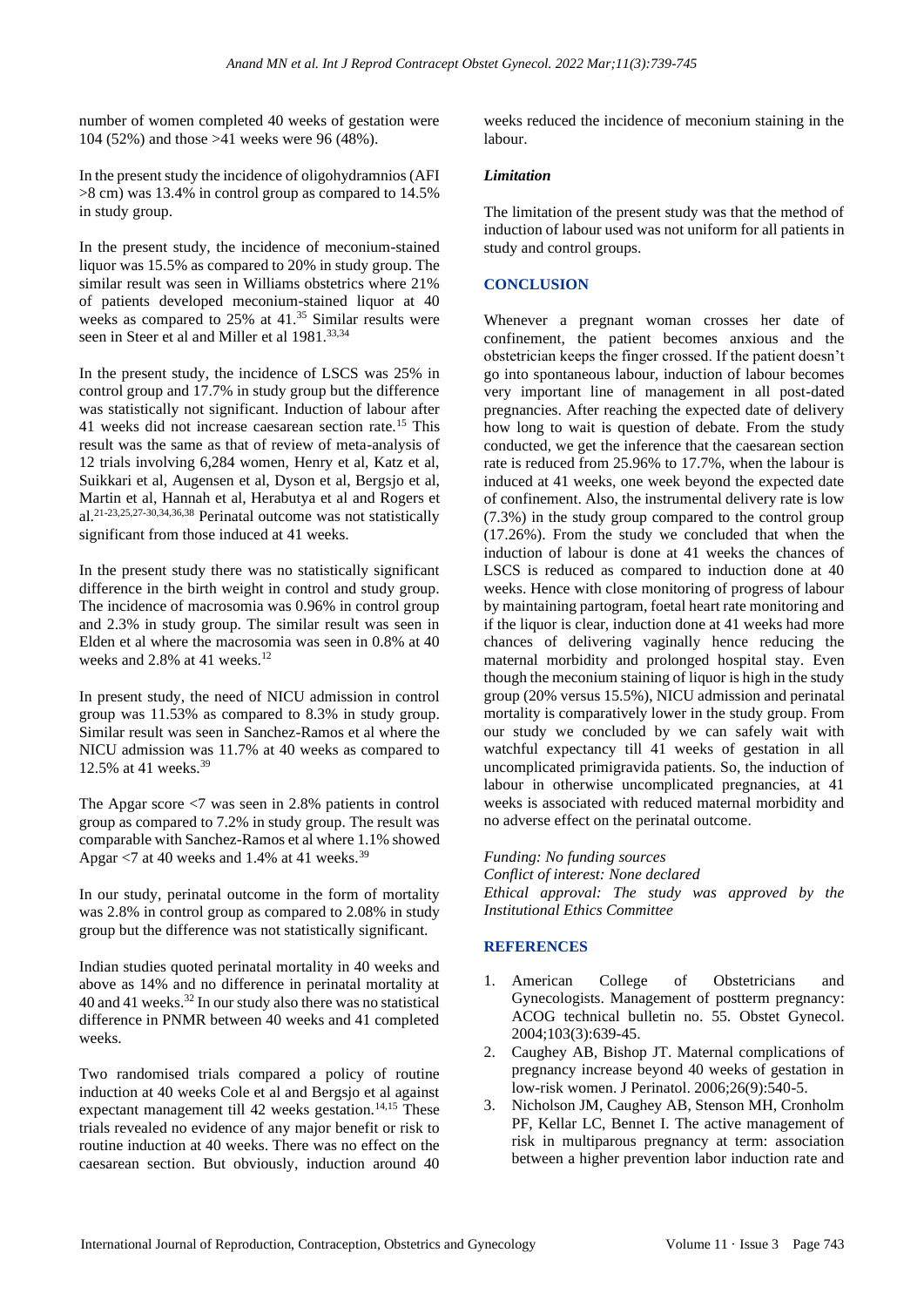number of women completed 40 weeks of gestation were 104 (52%) and those >41 weeks were 96 (48%).

In the present study the incidence of oligohydramnios (AFI >8 cm) was 13.4% in control group as compared to 14.5% in study group.

In the present study, the incidence of meconium-stained liquor was 15.5% as compared to 20% in study group. The similar result was seen in Williams obstetrics where 21% of patients developed meconium-stained liquor at 40 weeks as compared to 25% at 41.[35] Similar results were seen in Steer et al and Miller et al 1981.[33,34]

In the present study, the incidence of LSCS was 25% in control group and 17.7% in study group but the difference was statistically not significant. Induction of labour after 41 weeks did not increase caesarean section rate.[15] This result was the same as that of review of meta-analysis of 12 trials involving 6,284 women, Henry et al, Katz et al, Suikkari et al, Augensen et al, Dyson et al, Bergsjo et al, Martin et al, Hannah et al, Herabutya et al and Rogers et al.[21-23,25,27-30,34,36,38] Perinatal outcome was not statistically significant from those induced at 41 weeks.

In the present study there was no statistically significant difference in the birth weight in control and study group. The incidence of macrosomia was 0.96% in control group and 2.3% in study group. The similar result was seen in Elden et al where the macrosomia was seen in 0.8% at 40 weeks and 2.8% at 41 weeks.[12]

In present study, the need of NICU admission in control group was 11.53% as compared to 8.3% in study group. Similar result was seen in Sanchez-Ramos et al where the NICU admission was 11.7% at 40 weeks as compared to 12.5% at 41 weeks.[39]

The Apgar score <7 was seen in 2.8% patients in control group as compared to 7.2% in study group. The result was comparable with Sanchez-Ramos et al where 1.1% showed Apgar <7 at 40 weeks and 1.4% at 41 weeks.[39]

In our study, perinatal outcome in the form of mortality was 2.8% in control group as compared to 2.08% in study group but the difference was not statistically significant.

Indian studies quoted perinatal mortality in 40 weeks and above as 14% and no difference in perinatal mortality at 40 and 41 weeks.[32] In our study also there was no statistical difference in PNMR between 40 weeks and 41 completed weeks.

Two randomised trials compared a policy of routine induction at 40 weeks Cole et al and Bergsjo et al against expectant management till 42 weeks gestation.[14,15] These trials revealed no evidence of any major benefit or risk to routine induction at 40 weeks. There was no effect on the caesarean section. But obviously, induction around 40 weeks reduced the incidence of meconium staining in the labour.

### *Limitation*

The limitation of the present study was that the method of induction of labour used was not uniform for all patients in study and control groups.

## CONCLUSION

Whenever a pregnant woman crosses her date of confinement, the patient becomes anxious and the obstetrician keeps the finger crossed. If the patient doesn't go into spontaneous labour, induction of labour becomes very important line of management in all post-dated pregnancies. After reaching the expected date of delivery how long to wait is question of debate. From the study conducted, we get the inference that the caesarean section rate is reduced from 25.96% to 17.7%, when the labour is induced at 41 weeks, one week beyond the expected date of confinement. Also, the instrumental delivery rate is low (7.3%) in the study group compared to the control group (17.26%). From the study we concluded that when the induction of labour is done at 41 weeks the chances of LSCS is reduced as compared to induction done at 40 weeks. Hence with close monitoring of progress of labour by maintaining partogram, foetal heart rate monitoring and if the liquor is clear, induction done at 41 weeks had more chances of delivering vaginally hence reducing the maternal morbidity and prolonged hospital stay. Even though the meconium staining of liquor is high in the study group (20% versus 15.5%), NICU admission and perinatal mortality is comparatively lower in the study group. From our study we concluded by we can safely wait with watchful expectancy till 41 weeks of gestation in all uncomplicated primigravida patients. So, the induction of labour in otherwise uncomplicated pregnancies, at 41 weeks is associated with reduced maternal morbidity and no adverse effect on the perinatal outcome.

*Funding: No funding sources*
*Conflict of interest: None declared*
*Ethical approval: The study was approved by the Institutional Ethics Committee*

## REFERENCES

1. American College of Obstetricians and Gynecologists. Management of postterm pregnancy: ACOG technical bulletin no. 55. Obstet Gynecol. 2004;103(3):639-45.
2. Caughey AB, Bishop JT. Maternal complications of pregnancy increase beyond 40 weeks of gestation in low-risk women. J Perinatol. 2006;26(9):540-5.
3. Nicholson JM, Caughey AB, Stenson MH, Cronholm PF, Kellar LC, Bennet I. The active management of risk in multiparous pregnancy at term: association between a higher prevention labor induction rate and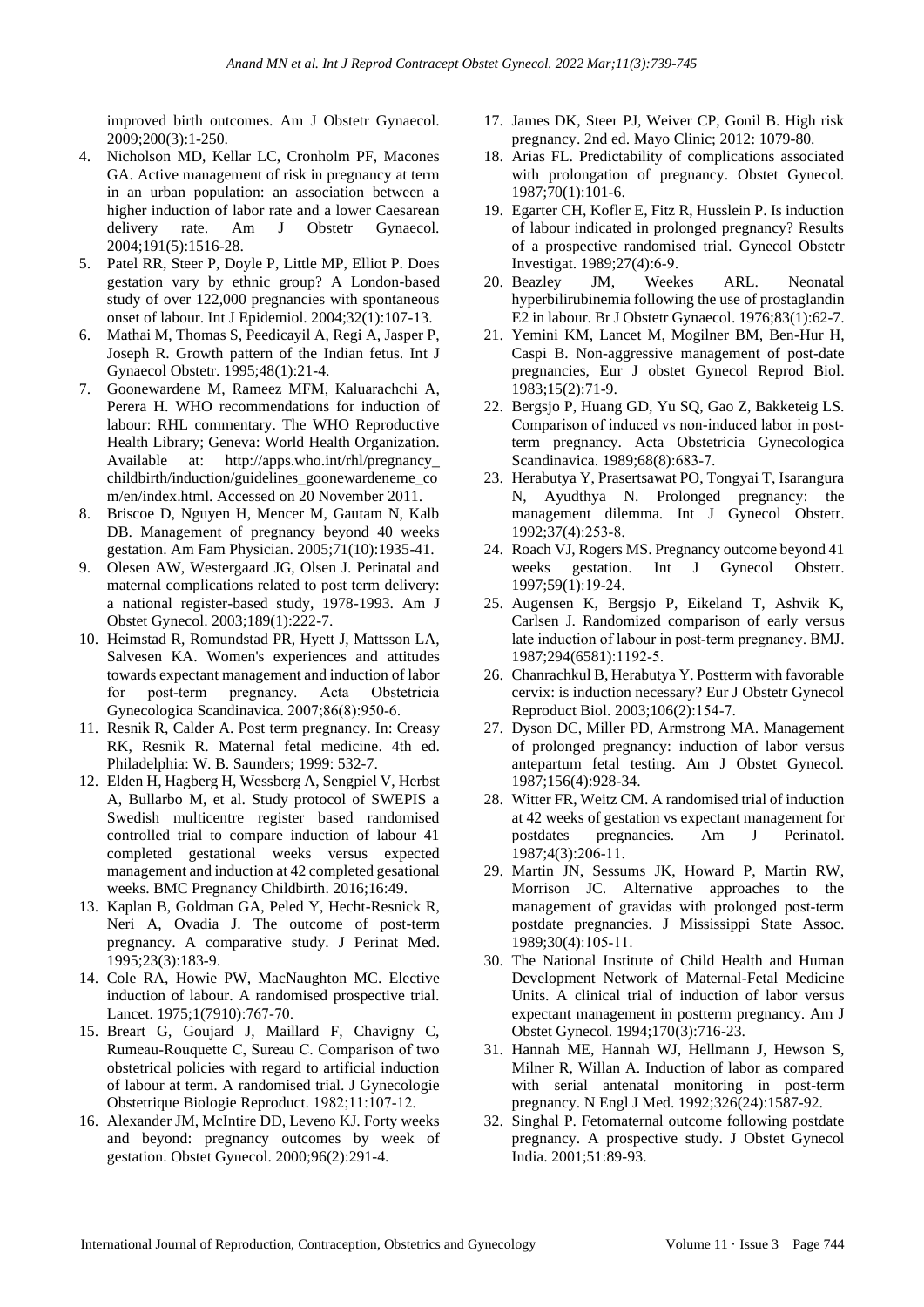improved birth outcomes. Am J Obstetr Gynaecol. 2009;200(3):1-250.

4. Nicholson MD, Kellar LC, Cronholm PF, Macones GA. Active management of risk in pregnancy at term in an urban population: an association between a higher induction of labor rate and a lower Caesarean delivery rate. Am J Obstetr Gynaecol. 2004;191(5):1516-28.
5. Patel RR, Steer P, Doyle P, Little MP, Elliot P. Does gestation vary by ethnic group? A London-based study of over 122,000 pregnancies with spontaneous onset of labour. Int J Epidemiol. 2004;32(1):107-13.
6. Mathai M, Thomas S, Peedicayil A, Regi A, Jasper P, Joseph R. Growth pattern of the Indian fetus. Int J Gynaecol Obstetr. 1995;48(1):21-4.
7. Goonewardene M, Rameez MFM, Kaluarachchi A, Perera H. WHO recommendations for induction of labour: RHL commentary. The WHO Reproductive Health Library; Geneva: World Health Organization. Available at: http://apps.who.int/rhl/pregnancy_childbirth/induction/guidelines_goonewardeneme_com/en/index.html. Accessed on 20 November 2011.
8. Briscoe D, Nguyen H, Mencer M, Gautam N, Kalb DB. Management of pregnancy beyond 40 weeks gestation. Am Fam Physician. 2005;71(10):1935-41.
9. Olesen AW, Westergaard JG, Olsen J. Perinatal and maternal complications related to post term delivery: a national register-based study, 1978-1993. Am J Obstet Gynecol. 2003;189(1):222-7.
10. Heimstad R, Romundstad PR, Hyett J, Mattsson LA, Salvesen KA. Women's experiences and attitudes towards expectant management and induction of labor for post-term pregnancy. Acta Obstetricia Gynecologica Scandinavica. 2007;86(8):950-6.
11. Resnik R, Calder A. Post term pregnancy. In: Creasy RK, Resnik R. Maternal fetal medicine. 4th ed. Philadelphia: W. B. Saunders; 1999: 532-7.
12. Elden H, Hagberg H, Wessberg A, Sengpiel V, Herbst A, Bullarbo M, et al. Study protocol of SWEPIS a Swedish multicentre register based randomised controlled trial to compare induction of labour 41 completed gestational weeks versus expected management and induction at 42 completed gesational weeks. BMC Pregnancy Childbirth. 2016;16:49.
13. Kaplan B, Goldman GA, Peled Y, Hecht-Resnick R, Neri A, Ovadia J. The outcome of post-term pregnancy. A comparative study. J Perinat Med. 1995;23(3):183-9.
14. Cole RA, Howie PW, MacNaughton MC. Elective induction of labour. A randomised prospective trial. Lancet. 1975;1(7910):767-70.
15. Breart G, Goujard J, Maillard F, Chavigny C, Rumeau-Rouquette C, Sureau C. Comparison of two obstetrical policies with regard to artificial induction of labour at term. A randomised trial. J Gynecologie Obstetrique Biologie Reproduct. 1982;11:107-12.
16. Alexander JM, McIntire DD, Leveno KJ. Forty weeks and beyond: pregnancy outcomes by week of gestation. Obstet Gynecol. 2000;96(2):291-4.
17. James DK, Steer PJ, Weiver CP, Gonil B. High risk pregnancy. 2nd ed. Mayo Clinic; 2012: 1079-80.
18. Arias FL. Predictability of complications associated with prolongation of pregnancy. Obstet Gynecol. 1987;70(1):101-6.
19. Egarter CH, Kofler E, Fitz R, Husslein P. Is induction of labour indicated in prolonged pregnancy? Results of a prospective randomised trial. Gynecol Obstetr Investigat. 1989;27(4):6-9.
20. Beazley JM, Weekes ARL. Neonatal hyperbilirubinemia following the use of prostaglandin E2 in labour. Br J Obstetr Gynaecol. 1976;83(1):62-7.
21. Yemini KM, Lancet M, Mogilner BM, Ben-Hur H, Caspi B. Non-aggressive management of post-date pregnancies, Eur J obstet Gynecol Reprod Biol. 1983;15(2):71-9.
22. Bergsjo P, Huang GD, Yu SQ, Gao Z, Bakketeig LS. Comparison of induced vs non-induced labor in post-term pregnancy. Acta Obstetricia Gynecologica Scandinavica. 1989;68(8):683-7.
23. Herabutya Y, Prasertsawat PO, Tongyai T, Isarangura N, Ayudthya N. Prolonged pregnancy: the management dilemma. Int J Gynecol Obstetr. 1992;37(4):253-8.
24. Roach VJ, Rogers MS. Pregnancy outcome beyond 41 weeks gestation. Int J Gynecol Obstetr. 1997;59(1):19-24.
25. Augensen K, Bergsjo P, Eikeland T, Ashvik K, Carlsen J. Randomized comparison of early versus late induction of labour in post-term pregnancy. BMJ. 1987;294(6581):1192-5.
26. Chanrachkul B, Herabutya Y. Postterm with favorable cervix: is induction necessary? Eur J Obstetr Gynecol Reproduct Biol. 2003;106(2):154-7.
27. Dyson DC, Miller PD, Armstrong MA. Management of prolonged pregnancy: induction of labor versus antepartum fetal testing. Am J Obstet Gynecol. 1987;156(4):928-34.
28. Witter FR, Weitz CM. A randomised trial of induction at 42 weeks of gestation vs expectant management for postdates pregnancies. Am J Perinatol. 1987;4(3):206-11.
29. Martin JN, Sessums JK, Howard P, Martin RW, Morrison JC. Alternative approaches to the management of gravidas with prolonged post-term postdate pregnancies. J Mississippi State Assoc. 1989;30(4):105-11.
30. The National Institute of Child Health and Human Development Network of Maternal-Fetal Medicine Units. A clinical trial of induction of labor versus expectant management in postterm pregnancy. Am J Obstet Gynecol. 1994;170(3):716-23.
31. Hannah ME, Hannah WJ, Hellmann J, Hewson S, Milner R, Willan A. Induction of labor as compared with serial antenatal monitoring in post-term pregnancy. N Engl J Med. 1992;326(24):1587-92.
32. Singhal P. Fetomaternal outcome following postdate pregnancy. A prospective study. J Obstet Gynecol India. 2001;51:89-93.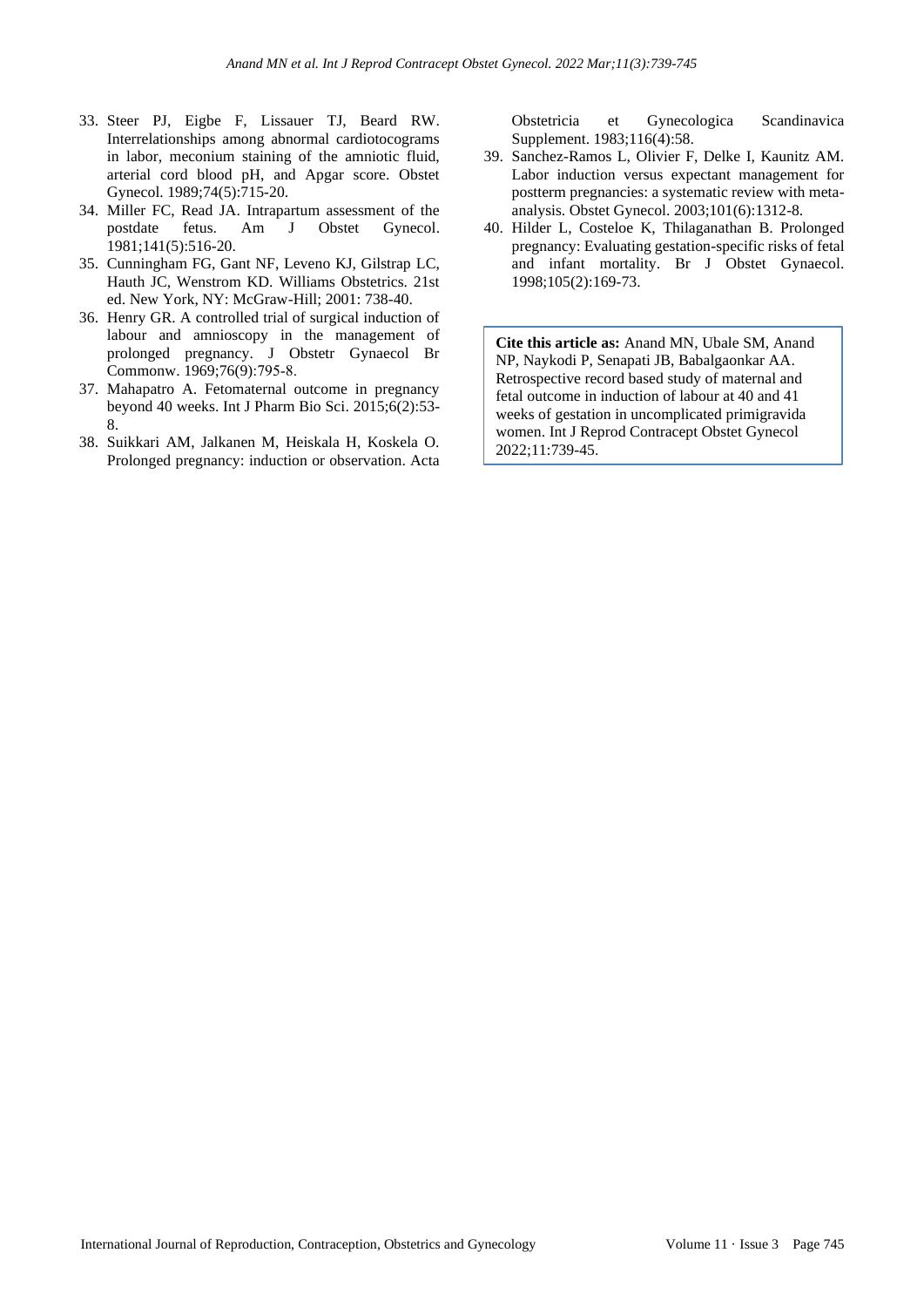33. Steer PJ, Eigbe F, Lissauer TJ, Beard RW. Interrelationships among abnormal cardiotocograms in labor, meconium staining of the amniotic fluid, arterial cord blood pH, and Apgar score. Obstet Gynecol. 1989;74(5):715-20.
34. Miller FC, Read JA. Intrapartum assessment of the postdate fetus. Am J Obstet Gynecol. 1981;141(5):516-20.
35. Cunningham FG, Gant NF, Leveno KJ, Gilstrap LC, Hauth JC, Wenstrom KD. Williams Obstetrics. 21st ed. New York, NY: McGraw-Hill; 2001: 738-40.
36. Henry GR. A controlled trial of surgical induction of labour and amnioscopy in the management of prolonged pregnancy. J Obstetr Gynaecol Br Commonw. 1969;76(9):795-8.
37. Mahapatro A. Fetomaternal outcome in pregnancy beyond 40 weeks. Int J Pharm Bio Sci. 2015;6(2):53-8.
38. Suikkari AM, Jalkanen M, Heiskala H, Koskela O. Prolonged pregnancy: induction or observation. Acta Obstetricia et Gynecologica Scandinavica Supplement. 1983;116(4):58.
39. Sanchez-Ramos L, Olivier F, Delke I, Kaunitz AM. Labor induction versus expectant management for postterm pregnancies: a systematic review with meta-analysis. Obstet Gynecol. 2003;101(6):1312-8.
40. Hilder L, Costeloe K, Thilaganathan B. Prolonged pregnancy: Evaluating gestation-specific risks of fetal and infant mortality. Br J Obstet Gynaecol. 1998;105(2):169-73.

**Cite this article as:** Anand MN, Ubale SM, Anand NP, Naykodi P, Senapati JB, Babalgaonkar AA. Retrospective record based study of maternal and fetal outcome in induction of labour at 40 and 41 weeks of gestation in uncomplicated primigravida women. Int J Reprod Contracept Obstet Gynecol 2022;11:739-45.